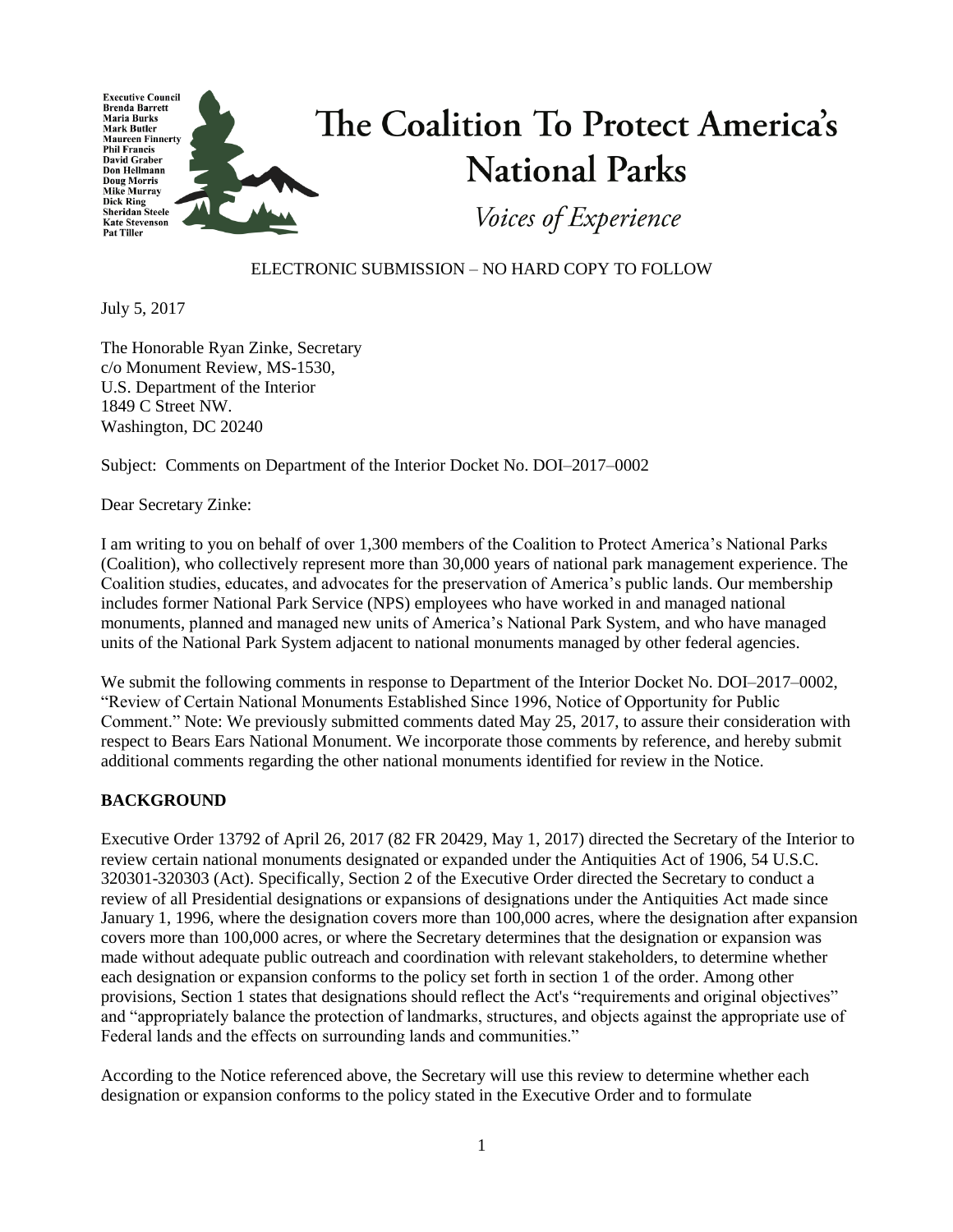**Executive Council**
**Brenda Barrett**
**Maria Burks**
**Mark Butler**
**Maureen Finnerty**
**Phil Francis**
**David Graber**
**Don Hellmann**
**Doug Morris**
**Mike Murray**
**Dick Ring**
**Sheridan Steele**
**Kate Stevenson**
**Pat Tiller**

# The Coalition To Protect America's National Parks

*Voices of Experience*

ELECTRONIC SUBMISSION – NO HARD COPY TO FOLLOW

July 5, 2017

The Honorable Ryan Zinke, Secretary
c/o Monument Review, MS-1530,
U.S. Department of the Interior
1849 C Street NW.
Washington, DC 20240

Subject: Comments on Department of the Interior Docket No. DOI–2017–0002

Dear Secretary Zinke:

I am writing to you on behalf of over 1,300 members of the Coalition to Protect America's National Parks (Coalition), who collectively represent more than 30,000 years of national park management experience. The Coalition studies, educates, and advocates for the preservation of America's public lands. Our membership includes former National Park Service (NPS) employees who have worked in and managed national monuments, planned and managed new units of America's National Park System, and who have managed units of the National Park System adjacent to national monuments managed by other federal agencies.

We submit the following comments in response to Department of the Interior Docket No. DOI–2017–0002, "Review of Certain National Monuments Established Since 1996, Notice of Opportunity for Public Comment." Note: We previously submitted comments dated May 25, 2017, to assure their consideration with respect to Bears Ears National Monument. We incorporate those comments by reference, and hereby submit additional comments regarding the other national monuments identified for review in the Notice.

## BACKGROUND

Executive Order 13792 of April 26, 2017 (82 FR 20429, May 1, 2017) directed the Secretary of the Interior to review certain national monuments designated or expanded under the Antiquities Act of 1906, 54 U.S.C. 320301-320303 (Act). Specifically, Section 2 of the Executive Order directed the Secretary to conduct a review of all Presidential designations or expansions of designations under the Antiquities Act made since January 1, 1996, where the designation covers more than 100,000 acres, where the designation after expansion covers more than 100,000 acres, or where the Secretary determines that the designation or expansion was made without adequate public outreach and coordination with relevant stakeholders, to determine whether each designation or expansion conforms to the policy set forth in section 1 of the order. Among other provisions, Section 1 states that designations should reflect the Act's "requirements and original objectives" and "appropriately balance the protection of landmarks, structures, and objects against the appropriate use of Federal lands and the effects on surrounding lands and communities."

According to the Notice referenced above, the Secretary will use this review to determine whether each designation or expansion conforms to the policy stated in the Executive Order and to formulate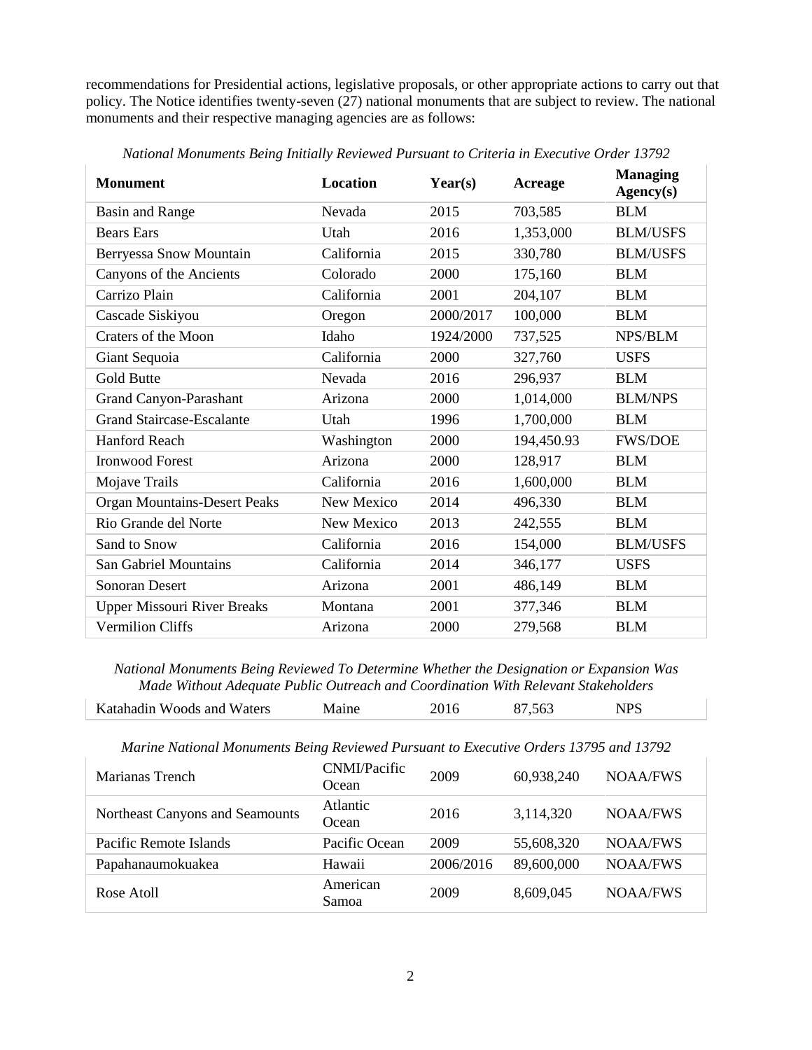recommendations for Presidential actions, legislative proposals, or other appropriate actions to carry out that policy. The Notice identifies twenty-seven (27) national monuments that are subject to review. The national monuments and their respective managing agencies are as follows:

*National Monuments Being Initially Reviewed Pursuant to Criteria in Executive Order 13792*

| **Monument** | **Location** | **Year(s)** | **Acreage** | **Managing Agency(s)** |
|---|---|---|---|---|
| Basin and Range | Nevada | 2015 | 703,585 | BLM |
| Bears Ears | Utah | 2016 | 1,353,000 | BLM/USFS |
| Berryessa Snow Mountain | California | 2015 | 330,780 | BLM/USFS |
| Canyons of the Ancients | Colorado | 2000 | 175,160 | BLM |
| Carrizo Plain | California | 2001 | 204,107 | BLM |
| Cascade Siskiyou | Oregon | 2000/2017 | 100,000 | BLM |
| Craters of the Moon | Idaho | 1924/2000 | 737,525 | NPS/BLM |
| Giant Sequoia | California | 2000 | 327,760 | USFS |
| Gold Butte | Nevada | 2016 | 296,937 | BLM |
| Grand Canyon-Parashant | Arizona | 2000 | 1,014,000 | BLM/NPS |
| Grand Staircase-Escalante | Utah | 1996 | 1,700,000 | BLM |
| Hanford Reach | Washington | 2000 | 194,450.93 | FWS/DOE |
| Ironwood Forest | Arizona | 2000 | 128,917 | BLM |
| Mojave Trails | California | 2016 | 1,600,000 | BLM |
| Organ Mountains-Desert Peaks | New Mexico | 2014 | 496,330 | BLM |
| Rio Grande del Norte | New Mexico | 2013 | 242,555 | BLM |
| Sand to Snow | California | 2016 | 154,000 | BLM/USFS |
| San Gabriel Mountains | California | 2014 | 346,177 | USFS |
| Sonoran Desert | Arizona | 2001 | 486,149 | BLM |
| Upper Missouri River Breaks | Montana | 2001 | 377,346 | BLM |
| Vermilion Cliffs | Arizona | 2000 | 279,568 | BLM |

*National Monuments Being Reviewed To Determine Whether the Designation or Expansion Was Made Without Adequate Public Outreach and Coordination With Relevant Stakeholders*

| | | | | |
|---|---|---|---|---|
| Katahadin Woods and Waters | Maine | 2016 | 87,563 | NPS |

*Marine National Monuments Being Reviewed Pursuant to Executive Orders 13795 and 13792*

| | | | | |
|---|---|---|---|---|
| Marianas Trench | CNMI/Pacific Ocean | 2009 | 60,938,240 | NOAA/FWS |
| Northeast Canyons and Seamounts | Atlantic Ocean | 2016 | 3,114,320 | NOAA/FWS |
| Pacific Remote Islands | Pacific Ocean | 2009 | 55,608,320 | NOAA/FWS |
| Papahanaumokuakea | Hawaii | 2006/2016 | 89,600,000 | NOAA/FWS |
| Rose Atoll | American Samoa | 2009 | 8,609,045 | NOAA/FWS |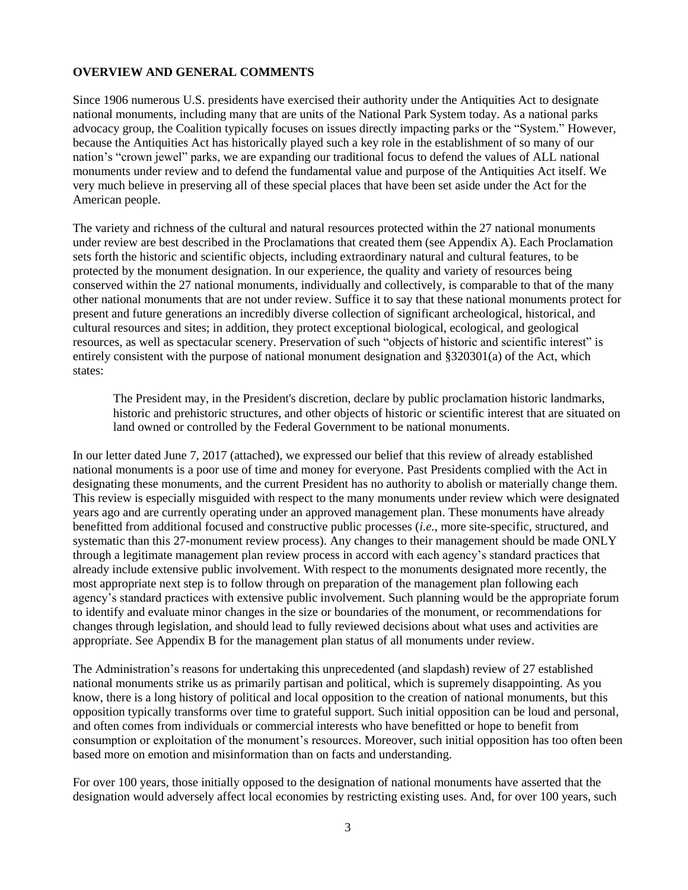**OVERVIEW AND GENERAL COMMENTS**

Since 1906 numerous U.S. presidents have exercised their authority under the Antiquities Act to designate national monuments, including many that are units of the National Park System today. As a national parks advocacy group, the Coalition typically focuses on issues directly impacting parks or the "System." However, because the Antiquities Act has historically played such a key role in the establishment of so many of our nation's "crown jewel" parks, we are expanding our traditional focus to defend the values of ALL national monuments under review and to defend the fundamental value and purpose of the Antiquities Act itself. We very much believe in preserving all of these special places that have been set aside under the Act for the American people.

The variety and richness of the cultural and natural resources protected within the 27 national monuments under review are best described in the Proclamations that created them (see Appendix A). Each Proclamation sets forth the historic and scientific objects, including extraordinary natural and cultural features, to be protected by the monument designation. In our experience, the quality and variety of resources being conserved within the 27 national monuments, individually and collectively, is comparable to that of the many other national monuments that are not under review. Suffice it to say that these national monuments protect for present and future generations an incredibly diverse collection of significant archeological, historical, and cultural resources and sites; in addition, they protect exceptional biological, ecological, and geological resources, as well as spectacular scenery. Preservation of such "objects of historic and scientific interest" is entirely consistent with the purpose of national monument designation and §320301(a) of the Act, which states:

> The President may, in the President's discretion, declare by public proclamation historic landmarks, historic and prehistoric structures, and other objects of historic or scientific interest that are situated on land owned or controlled by the Federal Government to be national monuments.

In our letter dated June 7, 2017 (attached), we expressed our belief that this review of already established national monuments is a poor use of time and money for everyone. Past Presidents complied with the Act in designating these monuments, and the current President has no authority to abolish or materially change them. This review is especially misguided with respect to the many monuments under review which were designated years ago and are currently operating under an approved management plan. These monuments have already benefitted from additional focused and constructive public processes (*i.e.*, more site-specific, structured, and systematic than this 27-monument review process). Any changes to their management should be made ONLY through a legitimate management plan review process in accord with each agency's standard practices that already include extensive public involvement. With respect to the monuments designated more recently, the most appropriate next step is to follow through on preparation of the management plan following each agency's standard practices with extensive public involvement. Such planning would be the appropriate forum to identify and evaluate minor changes in the size or boundaries of the monument, or recommendations for changes through legislation, and should lead to fully reviewed decisions about what uses and activities are appropriate. See Appendix B for the management plan status of all monuments under review.

The Administration's reasons for undertaking this unprecedented (and slapdash) review of 27 established national monuments strike us as primarily partisan and political, which is supremely disappointing. As you know, there is a long history of political and local opposition to the creation of national monuments, but this opposition typically transforms over time to grateful support. Such initial opposition can be loud and personal, and often comes from individuals or commercial interests who have benefitted or hope to benefit from consumption or exploitation of the monument's resources. Moreover, such initial opposition has too often been based more on emotion and misinformation than on facts and understanding.

For over 100 years, those initially opposed to the designation of national monuments have asserted that the designation would adversely affect local economies by restricting existing uses. And, for over 100 years, such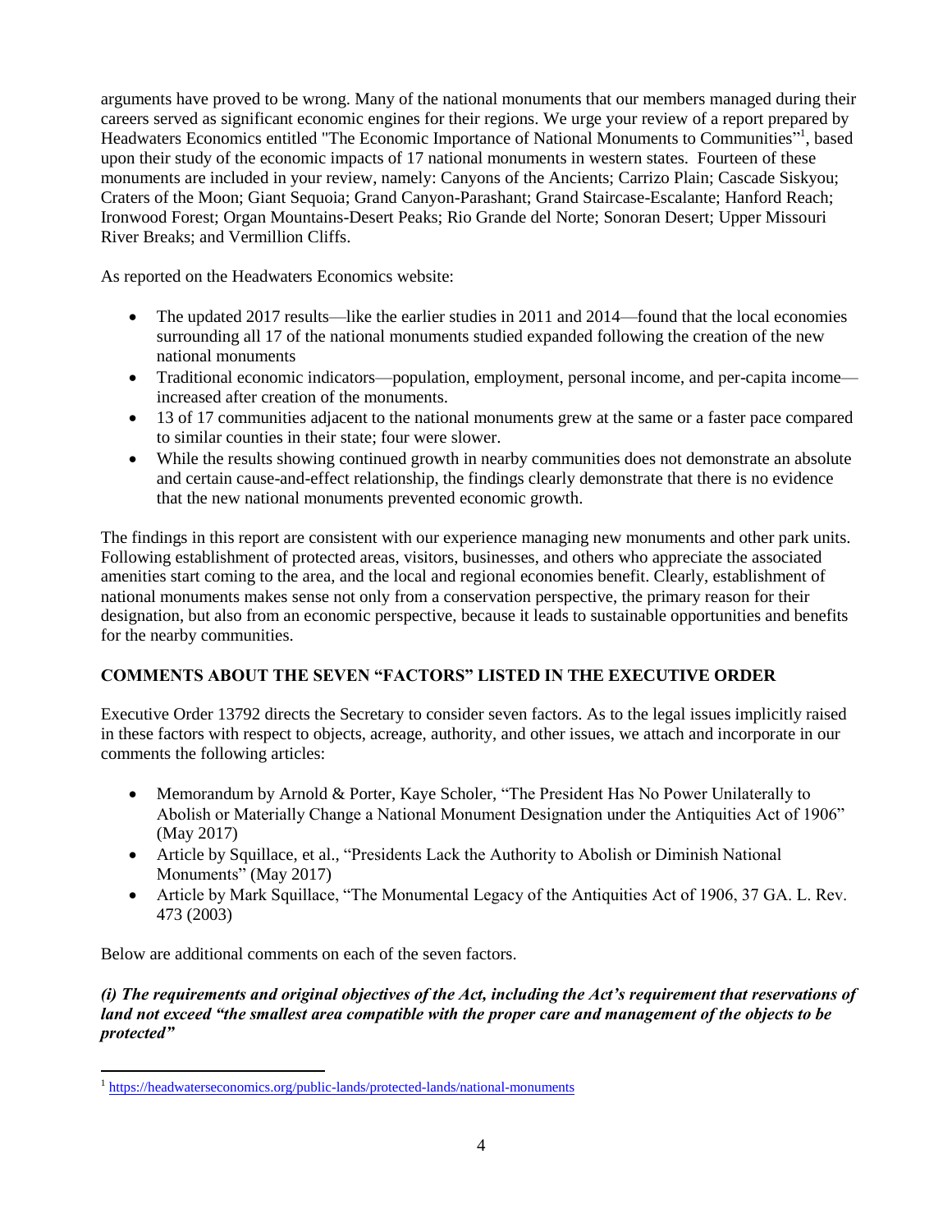arguments have proved to be wrong. Many of the national monuments that our members managed during their careers served as significant economic engines for their regions. We urge your review of a report prepared by Headwaters Economics entitled "The Economic Importance of National Monuments to Communities"[1], based upon their study of the economic impacts of 17 national monuments in western states. Fourteen of these monuments are included in your review, namely: Canyons of the Ancients; Carrizo Plain; Cascade Siskyou; Craters of the Moon; Giant Sequoia; Grand Canyon-Parashant; Grand Staircase-Escalante; Hanford Reach; Ironwood Forest; Organ Mountains-Desert Peaks; Rio Grande del Norte; Sonoran Desert; Upper Missouri River Breaks; and Vermillion Cliffs.

As reported on the Headwaters Economics website:

- The updated 2017 results—like the earlier studies in 2011 and 2014—found that the local economies surrounding all 17 of the national monuments studied expanded following the creation of the new national monuments
- Traditional economic indicators—population, employment, personal income, and per-capita income—increased after creation of the monuments.
- 13 of 17 communities adjacent to the national monuments grew at the same or a faster pace compared to similar counties in their state; four were slower.
- While the results showing continued growth in nearby communities does not demonstrate an absolute and certain cause-and-effect relationship, the findings clearly demonstrate that there is no evidence that the new national monuments prevented economic growth.

The findings in this report are consistent with our experience managing new monuments and other park units. Following establishment of protected areas, visitors, businesses, and others who appreciate the associated amenities start coming to the area, and the local and regional economies benefit. Clearly, establishment of national monuments makes sense not only from a conservation perspective, the primary reason for their designation, but also from an economic perspective, because it leads to sustainable opportunities and benefits for the nearby communities.

## COMMENTS ABOUT THE SEVEN "FACTORS" LISTED IN THE EXECUTIVE ORDER

Executive Order 13792 directs the Secretary to consider seven factors. As to the legal issues implicitly raised in these factors with respect to objects, acreage, authority, and other issues, we attach and incorporate in our comments the following articles:

- Memorandum by Arnold & Porter, Kaye Scholer, "The President Has No Power Unilaterally to Abolish or Materially Change a National Monument Designation under the Antiquities Act of 1906" (May 2017)
- Article by Squillace, et al., "Presidents Lack the Authority to Abolish or Diminish National Monuments" (May 2017)
- Article by Mark Squillace, "The Monumental Legacy of the Antiquities Act of 1906, 37 GA. L. Rev. 473 (2003)

Below are additional comments on each of the seven factors.

***(i) The requirements and original objectives of the Act, including the Act's requirement that reservations of land not exceed "the smallest area compatible with the proper care and management of the objects to be protected"***

[1] https://headwaterseconomics.org/public-lands/protected-lands/national-monuments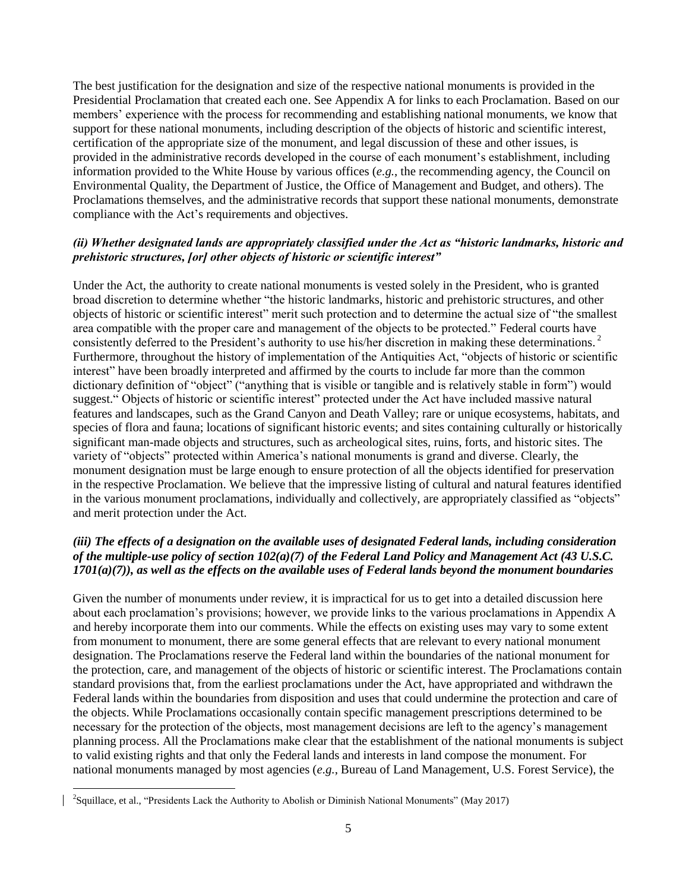The best justification for the designation and size of the respective national monuments is provided in the Presidential Proclamation that created each one. See Appendix A for links to each Proclamation. Based on our members' experience with the process for recommending and establishing national monuments, we know that support for these national monuments, including description of the objects of historic and scientific interest, certification of the appropriate size of the monument, and legal discussion of these and other issues, is provided in the administrative records developed in the course of each monument's establishment, including information provided to the White House by various offices (*e.g.*, the recommending agency, the Council on Environmental Quality, the Department of Justice, the Office of Management and Budget, and others). The Proclamations themselves, and the administrative records that support these national monuments, demonstrate compliance with the Act's requirements and objectives.

### *(ii) Whether designated lands are appropriately classified under the Act as "historic landmarks, historic and prehistoric structures, [or] other objects of historic or scientific interest"*

Under the Act, the authority to create national monuments is vested solely in the President, who is granted broad discretion to determine whether "the historic landmarks, historic and prehistoric structures, and other objects of historic or scientific interest" merit such protection and to determine the actual size of "the smallest area compatible with the proper care and management of the objects to be protected." Federal courts have consistently deferred to the President's authority to use his/her discretion in making these determinations.[2] Furthermore, throughout the history of implementation of the Antiquities Act, "objects of historic or scientific interest" have been broadly interpreted and affirmed by the courts to include far more than the common dictionary definition of "object" ("anything that is visible or tangible and is relatively stable in form") would suggest." Objects of historic or scientific interest" protected under the Act have included massive natural features and landscapes, such as the Grand Canyon and Death Valley; rare or unique ecosystems, habitats, and species of flora and fauna; locations of significant historic events; and sites containing culturally or historically significant man-made objects and structures, such as archeological sites, ruins, forts, and historic sites. The variety of "objects" protected within America's national monuments is grand and diverse. Clearly, the monument designation must be large enough to ensure protection of all the objects identified for preservation in the respective Proclamation. We believe that the impressive listing of cultural and natural features identified in the various monument proclamations, individually and collectively, are appropriately classified as "objects" and merit protection under the Act.

### *(iii) The effects of a designation on the available uses of designated Federal lands, including consideration of the multiple-use policy of section 102(a)(7) of the Federal Land Policy and Management Act (43 U.S.C. 1701(a)(7)), as well as the effects on the available uses of Federal lands beyond the monument boundaries*

Given the number of monuments under review, it is impractical for us to get into a detailed discussion here about each proclamation's provisions; however, we provide links to the various proclamations in Appendix A and hereby incorporate them into our comments. While the effects on existing uses may vary to some extent from monument to monument, there are some general effects that are relevant to every national monument designation. The Proclamations reserve the Federal land within the boundaries of the national monument for the protection, care, and management of the objects of historic or scientific interest. The Proclamations contain standard provisions that, from the earliest proclamations under the Act, have appropriated and withdrawn the Federal lands within the boundaries from disposition and uses that could undermine the protection and care of the objects. While Proclamations occasionally contain specific management prescriptions determined to be necessary for the protection of the objects, most management decisions are left to the agency's management planning process. All the Proclamations make clear that the establishment of the national monuments is subject to valid existing rights and that only the Federal lands and interests in land compose the monument. For national monuments managed by most agencies (*e.g.*, Bureau of Land Management, U.S. Forest Service), the

[2] Squillace, et al., "Presidents Lack the Authority to Abolish or Diminish National Monuments" (May 2017)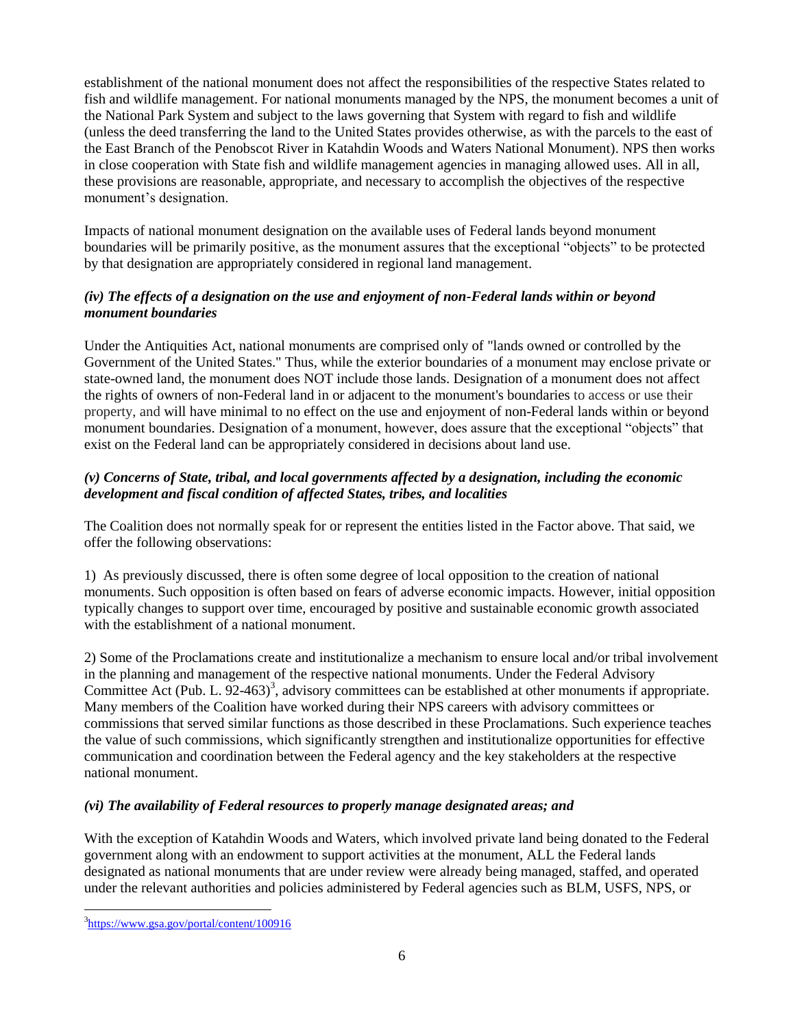establishment of the national monument does not affect the responsibilities of the respective States related to fish and wildlife management. For national monuments managed by the NPS, the monument becomes a unit of the National Park System and subject to the laws governing that System with regard to fish and wildlife (unless the deed transferring the land to the United States provides otherwise, as with the parcels to the east of the East Branch of the Penobscot River in Katahdin Woods and Waters National Monument). NPS then works in close cooperation with State fish and wildlife management agencies in managing allowed uses. All in all, these provisions are reasonable, appropriate, and necessary to accomplish the objectives of the respective monument's designation.

Impacts of national monument designation on the available uses of Federal lands beyond monument boundaries will be primarily positive, as the monument assures that the exceptional "objects" to be protected by that designation are appropriately considered in regional land management.

### *(iv) The effects of a designation on the use and enjoyment of non-Federal lands within or beyond monument boundaries*

Under the Antiquities Act, national monuments are comprised only of "lands owned or controlled by the Government of the United States." Thus, while the exterior boundaries of a monument may enclose private or state-owned land, the monument does NOT include those lands. Designation of a monument does not affect the rights of owners of non-Federal land in or adjacent to the monument's boundaries to access or use their property, and will have minimal to no effect on the use and enjoyment of non-Federal lands within or beyond monument boundaries. Designation of a monument, however, does assure that the exceptional "objects" that exist on the Federal land can be appropriately considered in decisions about land use.

### *(v) Concerns of State, tribal, and local governments affected by a designation, including the economic development and fiscal condition of affected States, tribes, and localities*

The Coalition does not normally speak for or represent the entities listed in the Factor above. That said, we offer the following observations:

1) As previously discussed, there is often some degree of local opposition to the creation of national monuments. Such opposition is often based on fears of adverse economic impacts. However, initial opposition typically changes to support over time, encouraged by positive and sustainable economic growth associated with the establishment of a national monument.

2) Some of the Proclamations create and institutionalize a mechanism to ensure local and/or tribal involvement in the planning and management of the respective national monuments. Under the Federal Advisory Committee Act (Pub. L. 92-463)[3], advisory committees can be established at other monuments if appropriate. Many members of the Coalition have worked during their NPS careers with advisory committees or commissions that served similar functions as those described in these Proclamations. Such experience teaches the value of such commissions, which significantly strengthen and institutionalize opportunities for effective communication and coordination between the Federal agency and the key stakeholders at the respective national monument.

### *(vi) The availability of Federal resources to properly manage designated areas; and*

With the exception of Katahdin Woods and Waters, which involved private land being donated to the Federal government along with an endowment to support activities at the monument, ALL the Federal lands designated as national monuments that are under review were already being managed, staffed, and operated under the relevant authorities and policies administered by Federal agencies such as BLM, USFS, NPS, or

[3] https://www.gsa.gov/portal/content/100916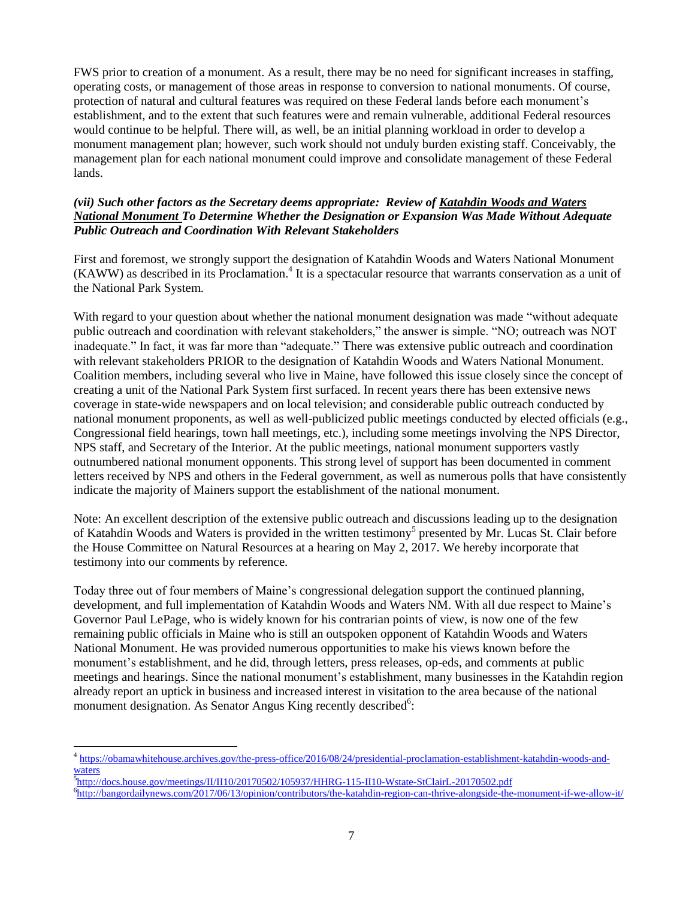FWS prior to creation of a monument. As a result, there may be no need for significant increases in staffing, operating costs, or management of those areas in response to conversion to national monuments. Of course, protection of natural and cultural features was required on these Federal lands before each monument's establishment, and to the extent that such features were and remain vulnerable, additional Federal resources would continue to be helpful. There will, as well, be an initial planning workload in order to develop a monument management plan; however, such work should not unduly burden existing staff. Conceivably, the management plan for each national monument could improve and consolidate management of these Federal lands.

***(vii) Such other factors as the Secretary deems appropriate: Review of Katahdin Woods and Waters National Monument To Determine Whether the Designation or Expansion Was Made Without Adequate Public Outreach and Coordination With Relevant Stakeholders***

First and foremost, we strongly support the designation of Katahdin Woods and Waters National Monument (KAWW) as described in its Proclamation.[4] It is a spectacular resource that warrants conservation as a unit of the National Park System.

With regard to your question about whether the national monument designation was made "without adequate public outreach and coordination with relevant stakeholders," the answer is simple. "NO; outreach was NOT inadequate." In fact, it was far more than "adequate." There was extensive public outreach and coordination with relevant stakeholders PRIOR to the designation of Katahdin Woods and Waters National Monument. Coalition members, including several who live in Maine, have followed this issue closely since the concept of creating a unit of the National Park System first surfaced. In recent years there has been extensive news coverage in state-wide newspapers and on local television; and considerable public outreach conducted by national monument proponents, as well as well-publicized public meetings conducted by elected officials (e.g., Congressional field hearings, town hall meetings, etc.), including some meetings involving the NPS Director, NPS staff, and Secretary of the Interior. At the public meetings, national monument supporters vastly outnumbered national monument opponents. This strong level of support has been documented in comment letters received by NPS and others in the Federal government, as well as numerous polls that have consistently indicate the majority of Mainers support the establishment of the national monument.

Note: An excellent description of the extensive public outreach and discussions leading up to the designation of Katahdin Woods and Waters is provided in the written testimony[5] presented by Mr. Lucas St. Clair before the House Committee on Natural Resources at a hearing on May 2, 2017. We hereby incorporate that testimony into our comments by reference.

Today three out of four members of Maine's congressional delegation support the continued planning, development, and full implementation of Katahdin Woods and Waters NM. With all due respect to Maine's Governor Paul LePage, who is widely known for his contrarian points of view, is now one of the few remaining public officials in Maine who is still an outspoken opponent of Katahdin Woods and Waters National Monument. He was provided numerous opportunities to make his views known before the monument's establishment, and he did, through letters, press releases, op-eds, and comments at public meetings and hearings. Since the national monument's establishment, many businesses in the Katahdin region already report an uptick in business and increased interest in visitation to the area because of the national monument designation. As Senator Angus King recently described[6]:

---

[4] https://obamawhitehouse.archives.gov/the-press-office/2016/08/24/presidential-proclamation-establishment-katahdin-woods-and-waters

[5] http://docs.house.gov/meetings/II/II10/20170502/105937/HHRG-115-II10-Wstate-StClairL-20170502.pdf

[6] http://bangordailynews.com/2017/06/13/opinion/contributors/the-katahdin-region-can-thrive-alongside-the-monument-if-we-allow-it/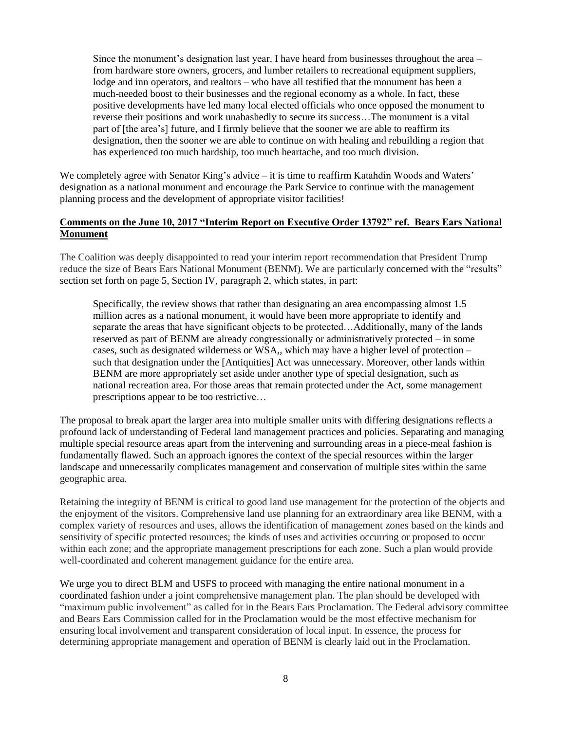> Since the monument's designation last year, I have heard from businesses throughout the area – from hardware store owners, grocers, and lumber retailers to recreational equipment suppliers, lodge and inn operators, and realtors – who have all testified that the monument has been a much-needed boost to their businesses and the regional economy as a whole. In fact, these positive developments have led many local elected officials who once opposed the monument to reverse their positions and work unabashedly to secure its success…The monument is a vital part of [the area's] future, and I firmly believe that the sooner we are able to reaffirm its designation, then the sooner we are able to continue on with healing and rebuilding a region that has experienced too much hardship, too much heartache, and too much division.

We completely agree with Senator King's advice – it is time to reaffirm Katahdin Woods and Waters' designation as a national monument and encourage the Park Service to continue with the management planning process and the development of appropriate visitor facilities!

**<u>Comments on the June 10, 2017 "Interim Report on Executive Order 13792" ref. Bears Ears National Monument</u>**

The Coalition was deeply disappointed to read your interim report recommendation that President Trump reduce the size of Bears Ears National Monument (BENM). We are particularly concerned with the "results" section set forth on page 5, Section IV, paragraph 2, which states, in part:

> Specifically, the review shows that rather than designating an area encompassing almost 1.5 million acres as a national monument, it would have been more appropriate to identify and separate the areas that have significant objects to be protected…Additionally, many of the lands reserved as part of BENM are already congressionally or administratively protected – in some cases, such as designated wilderness or WSA,, which may have a higher level of protection – such that designation under the [Antiquities] Act was unnecessary. Moreover, other lands within BENM are more appropriately set aside under another type of special designation, such as national recreation area. For those areas that remain protected under the Act, some management prescriptions appear to be too restrictive…

The proposal to break apart the larger area into multiple smaller units with differing designations reflects a profound lack of understanding of Federal land management practices and policies. Separating and managing multiple special resource areas apart from the intervening and surrounding areas in a piece-meal fashion is fundamentally flawed. Such an approach ignores the context of the special resources within the larger landscape and unnecessarily complicates management and conservation of multiple sites within the same geographic area.

Retaining the integrity of BENM is critical to good land use management for the protection of the objects and the enjoyment of the visitors. Comprehensive land use planning for an extraordinary area like BENM, with a complex variety of resources and uses, allows the identification of management zones based on the kinds and sensitivity of specific protected resources; the kinds of uses and activities occurring or proposed to occur within each zone; and the appropriate management prescriptions for each zone. Such a plan would provide well-coordinated and coherent management guidance for the entire area.

We urge you to direct BLM and USFS to proceed with managing the entire national monument in a coordinated fashion under a joint comprehensive management plan. The plan should be developed with "maximum public involvement" as called for in the Bears Ears Proclamation. The Federal advisory committee and Bears Ears Commission called for in the Proclamation would be the most effective mechanism for ensuring local involvement and transparent consideration of local input. In essence, the process for determining appropriate management and operation of BENM is clearly laid out in the Proclamation.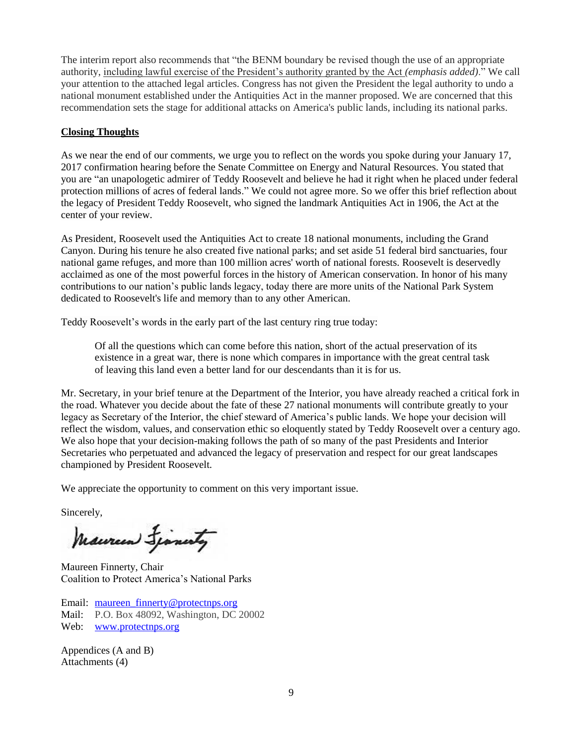The interim report also recommends that "the BENM boundary be revised though the use of an appropriate authority, including lawful exercise of the President's authority granted by the Act *(emphasis added)*." We call your attention to the attached legal articles. Congress has not given the President the legal authority to undo a national monument established under the Antiquities Act in the manner proposed. We are concerned that this recommendation sets the stage for additional attacks on America's public lands, including its national parks.

**Closing Thoughts**

As we near the end of our comments, we urge you to reflect on the words you spoke during your January 17, 2017 confirmation hearing before the Senate Committee on Energy and Natural Resources. You stated that you are "an unapologetic admirer of Teddy Roosevelt and believe he had it right when he placed under federal protection millions of acres of federal lands." We could not agree more. So we offer this brief reflection about the legacy of President Teddy Roosevelt, who signed the landmark Antiquities Act in 1906, the Act at the center of your review.

As President, Roosevelt used the Antiquities Act to create 18 national monuments, including the Grand Canyon. During his tenure he also created five national parks; and set aside 51 federal bird sanctuaries, four national game refuges, and more than 100 million acres' worth of national forests. Roosevelt is deservedly acclaimed as one of the most powerful forces in the history of American conservation. In honor of his many contributions to our nation's public lands legacy, today there are more units of the National Park System dedicated to Roosevelt's life and memory than to any other American.

Teddy Roosevelt's words in the early part of the last century ring true today:

> Of all the questions which can come before this nation, short of the actual preservation of its existence in a great war, there is none which compares in importance with the great central task of leaving this land even a better land for our descendants than it is for us.

Mr. Secretary, in your brief tenure at the Department of the Interior, you have already reached a critical fork in the road. Whatever you decide about the fate of these 27 national monuments will contribute greatly to your legacy as Secretary of the Interior, the chief steward of America's public lands. We hope your decision will reflect the wisdom, values, and conservation ethic so eloquently stated by Teddy Roosevelt over a century ago. We also hope that your decision-making follows the path of so many of the past Presidents and Interior Secretaries who perpetuated and advanced the legacy of preservation and respect for our great landscapes championed by President Roosevelt.

We appreciate the opportunity to comment on this very important issue.

Sincerely,

Maureen Finnerty

Maureen Finnerty, Chair
Coalition to Protect America's National Parks

Email: maureen_finnerty@protectnps.org
Mail: P.O. Box 48092, Washington, DC 20002
Web: www.protectnps.org

Appendices (A and B)
Attachments (4)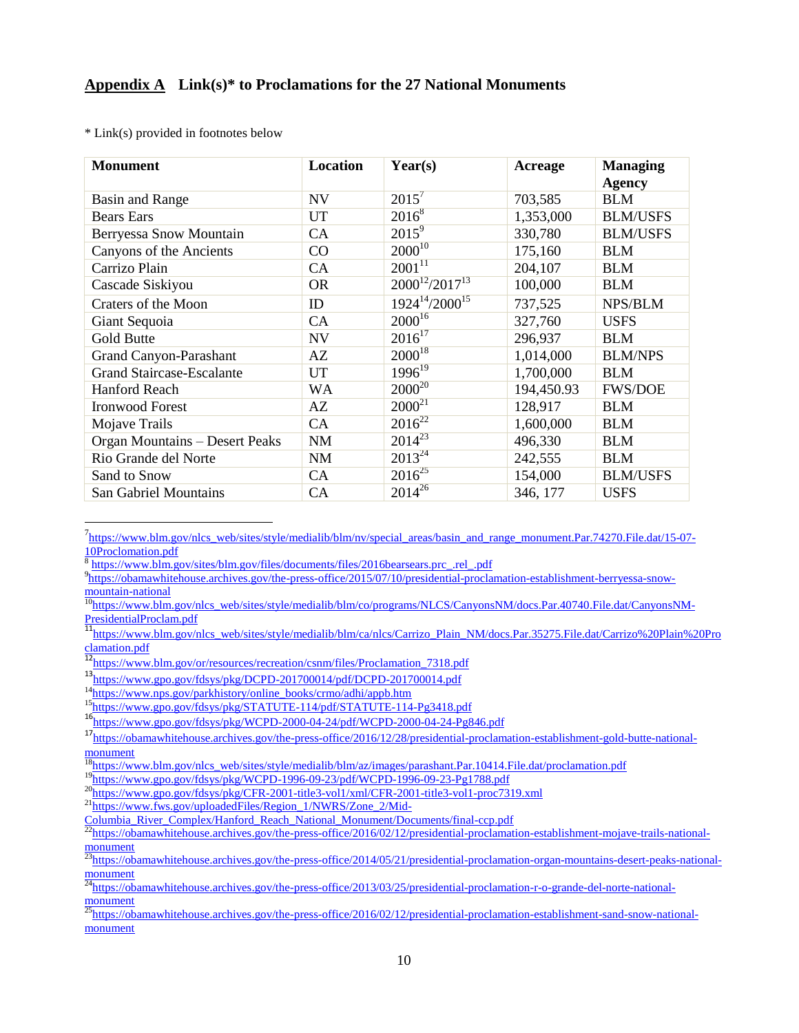## **Appendix A** Link(s)* to Proclamations for the 27 National Monuments

* Link(s) provided in footnotes below

| Monument | Location | Year(s) | Acreage | Managing Agency |
|---|---|---|---|---|
| Basin and Range | NV | 2015[7] | 703,585 | BLM |
| Bears Ears | UT | 2016[8] | 1,353,000 | BLM/USFS |
| Berryessa Snow Mountain | CA | 2015[9] | 330,780 | BLM/USFS |
| Canyons of the Ancients | CO | 2000[10] | 175,160 | BLM |
| Carrizo Plain | CA | 2001[11] | 204,107 | BLM |
| Cascade Siskiyou | OR | 2000[12]/2017[13] | 100,000 | BLM |
| Craters of the Moon | ID | 1924[14]/2000[15] | 737,525 | NPS/BLM |
| Giant Sequoia | CA | 2000[16] | 327,760 | USFS |
| Gold Butte | NV | 2016[17] | 296,937 | BLM |
| Grand Canyon-Parashant | AZ | 2000[18] | 1,014,000 | BLM/NPS |
| Grand Staircase-Escalante | UT | 1996[19] | 1,700,000 | BLM |
| Hanford Reach | WA | 2000[20] | 194,450.93 | FWS/DOE |
| Ironwood Forest | AZ | 2000[21] | 128,917 | BLM |
| Mojave Trails | CA | 2016[22] | 1,600,000 | BLM |
| Organ Mountains – Desert Peaks | NM | 2014[23] | 496,330 | BLM |
| Rio Grande del Norte | NM | 2013[24] | 242,555 | BLM |
| Sand to Snow | CA | 2016[25] | 154,000 | BLM/USFS |
| San Gabriel Mountains | CA | 2014[26] | 346, 177 | USFS |

---

[7] https://www.blm.gov/nlcs_web/sites/style/medialib/blm/nv/special_areas/basin_and_range_monument.Par.74270.File.dat/15-07-10Proclomation.pdf

[8] https://www.blm.gov/sites/blm.gov/files/documents/files/2016bearsears.prc_.rel_.pdf

[9] https://obamawhitehouse.archives.gov/the-press-office/2015/07/10/presidential-proclamation-establishment-berryessa-snow-mountain-national

[10] https://www.blm.gov/nlcs_web/sites/style/medialib/blm/co/programs/NLCS/CanyonsNM/docs.Par.40740.File.dat/CanyonsNM-PresidentialProclam.pdf

[11] https://www.blm.gov/nlcs_web/sites/style/medialib/blm/ca/nlcs/Carrizo_Plain_NM/docs.Par.35275.File.dat/Carrizo%20Plain%20Proclamation.pdf

[12] https://www.blm.gov/or/resources/recreation/csnm/files/Proclamation_7318.pdf

[13] https://www.gpo.gov/fdsys/pkg/DCPD-201700014/pdf/DCPD-201700014.pdf

[14] https://www.nps.gov/parkhistory/online_books/crmo/adhi/appb.htm

[15] https://www.gpo.gov/fdsys/pkg/STATUTE-114/pdf/STATUTE-114-Pg3418.pdf

[16] https://www.gpo.gov/fdsys/pkg/WCPD-2000-04-24/pdf/WCPD-2000-04-24-Pg846.pdf

[17] https://obamawhitehouse.archives.gov/the-press-office/2016/12/28/presidential-proclamation-establishment-gold-butte-national-monument

[18] https://www.blm.gov/nlcs_web/sites/style/medialib/blm/az/images/parashant.Par.10414.File.dat/proclamation.pdf

[19] https://www.gpo.gov/fdsys/pkg/WCPD-1996-09-23/pdf/WCPD-1996-09-23-Pg1788.pdf

[20] https://www.gpo.gov/fdsys/pkg/CFR-2001-title3-vol1/xml/CFR-2001-title3-vol1-proc7319.xml

[21] https://www.fws.gov/uploadedFiles/Region_1/NWRS/Zone_2/Mid-Columbia_River_Complex/Hanford_Reach_National_Monument/Documents/final-ccp.pdf

[22] https://obamawhitehouse.archives.gov/the-press-office/2016/02/12/presidential-proclamation-establishment-mojave-trails-national-monument

[23] https://obamawhitehouse.archives.gov/the-press-office/2014/05/21/presidential-proclamation-organ-mountains-desert-peaks-national-monument

[24] https://obamawhitehouse.archives.gov/the-press-office/2013/03/25/presidential-proclamation-r-o-grande-del-norte-national-monument

[25] https://obamawhitehouse.archives.gov/the-press-office/2016/02/12/presidential-proclamation-establishment-sand-snow-national-monument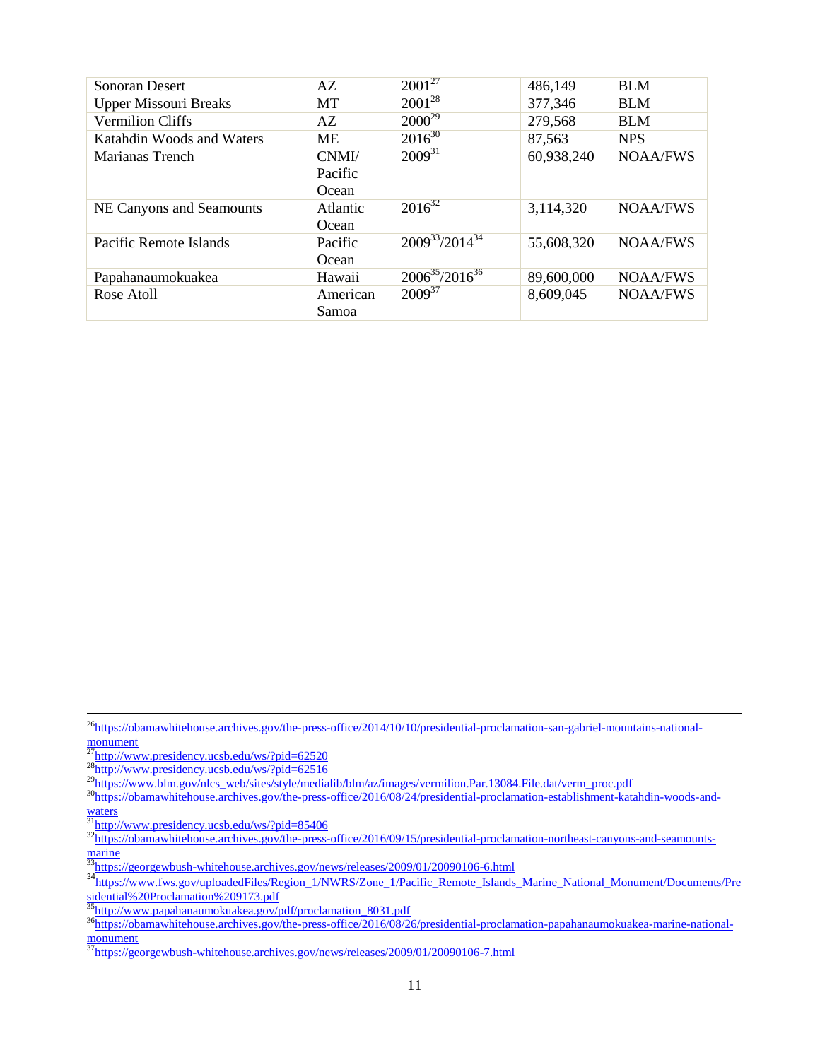| | | | | |
|---|---|---|---|---|
| Sonoran Desert | AZ | 2001[27] | 486,149 | BLM |
| Upper Missouri Breaks | MT | 2001[28] | 377,346 | BLM |
| Vermilion Cliffs | AZ | 2000[29] | 279,568 | BLM |
| Katahdin Woods and Waters | ME | 2016[30] | 87,563 | NPS |
| Marianas Trench | CNMI/ Pacific Ocean | 2009[31] | 60,938,240 | NOAA/FWS |
| NE Canyons and Seamounts | Atlantic Ocean | 2016[32] | 3,114,320 | NOAA/FWS |
| Pacific Remote Islands | Pacific Ocean | 2009[33]/2014[34] | 55,608,320 | NOAA/FWS |
| Papahanaumokuakea | Hawaii | 2006[35]/2016[36] | 89,600,000 | NOAA/FWS |
| Rose Atoll | American Samoa | 2009[37] | 8,609,045 | NOAA/FWS |

[26] https://obamawhitehouse.archives.gov/the-press-office/2014/10/10/presidential-proclamation-san-gabriel-mountains-national-monument

[27] http://www.presidency.ucsb.edu/ws/?pid=62520

[28] http://www.presidency.ucsb.edu/ws/?pid=62516

[29] https://www.blm.gov/nlcs_web/sites/style/medialib/blm/az/images/vermilion.Par.13084.File.dat/verm_proc.pdf

[30] https://obamawhitehouse.archives.gov/the-press-office/2016/08/24/presidential-proclamation-establishment-katahdin-woods-and-waters

[31] http://www.presidency.ucsb.edu/ws/?pid=85406

[32] https://obamawhitehouse.archives.gov/the-press-office/2016/09/15/presidential-proclamation-northeast-canyons-and-seamounts-marine

[33] https://georgewbush-whitehouse.archives.gov/news/releases/2009/01/20090106-6.html

[34] https://www.fws.gov/uploadedFiles/Region_1/NWRS/Zone_1/Pacific_Remote_Islands_Marine_National_Monument/Documents/Presidential%20Proclamation%209173.pdf

[35] http://www.papahanaumokuakea.gov/pdf/proclamation_8031.pdf

[36] https://obamawhitehouse.archives.gov/the-press-office/2016/08/26/presidential-proclamation-papahanaumokuakea-marine-national-monument

[37] https://georgewbush-whitehouse.archives.gov/news/releases/2009/01/20090106-7.html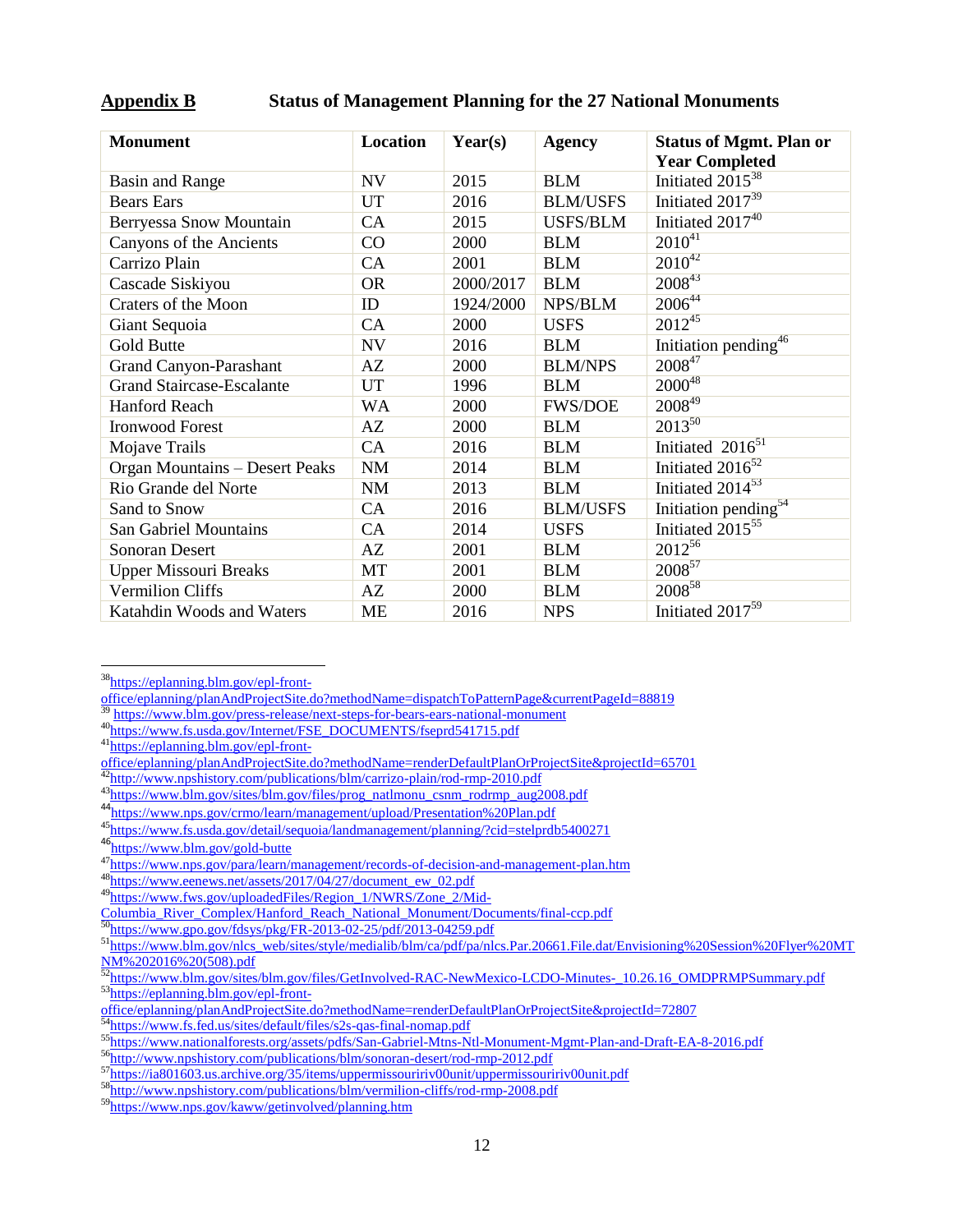## **Appendix B** Status of Management Planning for the 27 National Monuments

| Monument | Location | Year(s) | Agency | Status of Mgmt. Plan or Year Completed |
|---|---|---|---|---|
| Basin and Range | NV | 2015 | BLM | Initiated 2015[38] |
| Bears Ears | UT | 2016 | BLM/USFS | Initiated 2017[39] |
| Berryessa Snow Mountain | CA | 2015 | USFS/BLM | Initiated 2017[40] |
| Canyons of the Ancients | CO | 2000 | BLM | 2010[41] |
| Carrizo Plain | CA | 2001 | BLM | 2010[42] |
| Cascade Siskiyou | OR | 2000/2017 | BLM | 2008[43] |
| Craters of the Moon | ID | 1924/2000 | NPS/BLM | 2006[44] |
| Giant Sequoia | CA | 2000 | USFS | 2012[45] |
| Gold Butte | NV | 2016 | BLM | Initiation pending[46] |
| Grand Canyon-Parashant | AZ | 2000 | BLM/NPS | 2008[47] |
| Grand Staircase-Escalante | UT | 1996 | BLM | 2000[48] |
| Hanford Reach | WA | 2000 | FWS/DOE | 2008[49] |
| Ironwood Forest | AZ | 2000 | BLM | 2013[50] |
| Mojave Trails | CA | 2016 | BLM | Initiated 2016[51] |
| Organ Mountains – Desert Peaks | NM | 2014 | BLM | Initiated 2016[52] |
| Rio Grande del Norte | NM | 2013 | BLM | Initiated 2014[53] |
| Sand to Snow | CA | 2016 | BLM/USFS | Initiation pending[54] |
| San Gabriel Mountains | CA | 2014 | USFS | Initiated 2015[55] |
| Sonoran Desert | AZ | 2001 | BLM | 2012[56] |
| Upper Missouri Breaks | MT | 2001 | BLM | 2008[57] |
| Vermilion Cliffs | AZ | 2000 | BLM | 2008[58] |
| Katahdin Woods and Waters | ME | 2016 | NPS | Initiated 2017[59] |

---

[38] https://eplanning.blm.gov/epl-front-office/eplanning/planAndProjectSite.do?methodName=dispatchToPatternPage&currentPageId=88819

[39] https://www.blm.gov/press-release/next-steps-for-bears-ears-national-monument

[40] https://www.fs.usda.gov/Internet/FSE_DOCUMENTS/fseprd541715.pdf

[41] https://eplanning.blm.gov/epl-front-office/eplanning/planAndProjectSite.do?methodName=renderDefaultPlanOrProjectSite&projectId=65701

[42] http://www.npshistory.com/publications/blm/carrizo-plain/rod-rmp-2010.pdf

[43] https://www.blm.gov/sites/blm.gov/files/prog_natlmonu_csnm_rodrmp_aug2008.pdf

[44] https://www.nps.gov/crmo/learn/management/upload/Presentation%20Plan.pdf

[45] https://www.fs.usda.gov/detail/sequoia/landmanagement/planning/?cid=stelprdb5400271

[46] https://www.blm.gov/gold-butte

[47] https://www.nps.gov/para/learn/management/records-of-decision-and-management-plan.htm

[48] https://www.eenews.net/assets/2017/04/27/document_ew_02.pdf

[49] https://www.fws.gov/uploadedFiles/Region_1/NWRS/Zone_2/Mid-Columbia_River_Complex/Hanford_Reach_National_Monument/Documents/final-ccp.pdf

[50] https://www.gpo.gov/fdsys/pkg/FR-2013-02-25/pdf/2013-04259.pdf

[51] https://www.blm.gov/nlcs_web/sites/style/medialib/blm/ca/pdf/pa/nlcs.Par.20661.File.dat/Envisioning%20Session%20Flyer%20MTNM%202016%20(508).pdf

[52] https://www.blm.gov/sites/blm.gov/files/GetInvolved-RAC-NewMexico-LCDO-Minutes-_10.26.16_OMDPRMPSummary.pdf

[53] https://eplanning.blm.gov/epl-front-office/eplanning/planAndProjectSite.do?methodName=renderDefaultPlanOrProjectSite&projectId=72807

[54] https://www.fs.fed.us/sites/default/files/s2s-qas-final-nomap.pdf

[55] https://www.nationalforests.org/assets/pdfs/San-Gabriel-Mtns-Ntl-Monument-Mgmt-Plan-and-Draft-EA-8-2016.pdf

[56] http://www.npshistory.com/publications/blm/sonoran-desert/rod-rmp-2012.pdf

[57] https://ia801603.us.archive.org/35/items/uppermissouririv00unit/uppermissouririv00unit.pdf

[58] http://www.npshistory.com/publications/blm/vermilion-cliffs/rod-rmp-2008.pdf

[59] https://www.nps.gov/kaww/getinvolved/planning.htm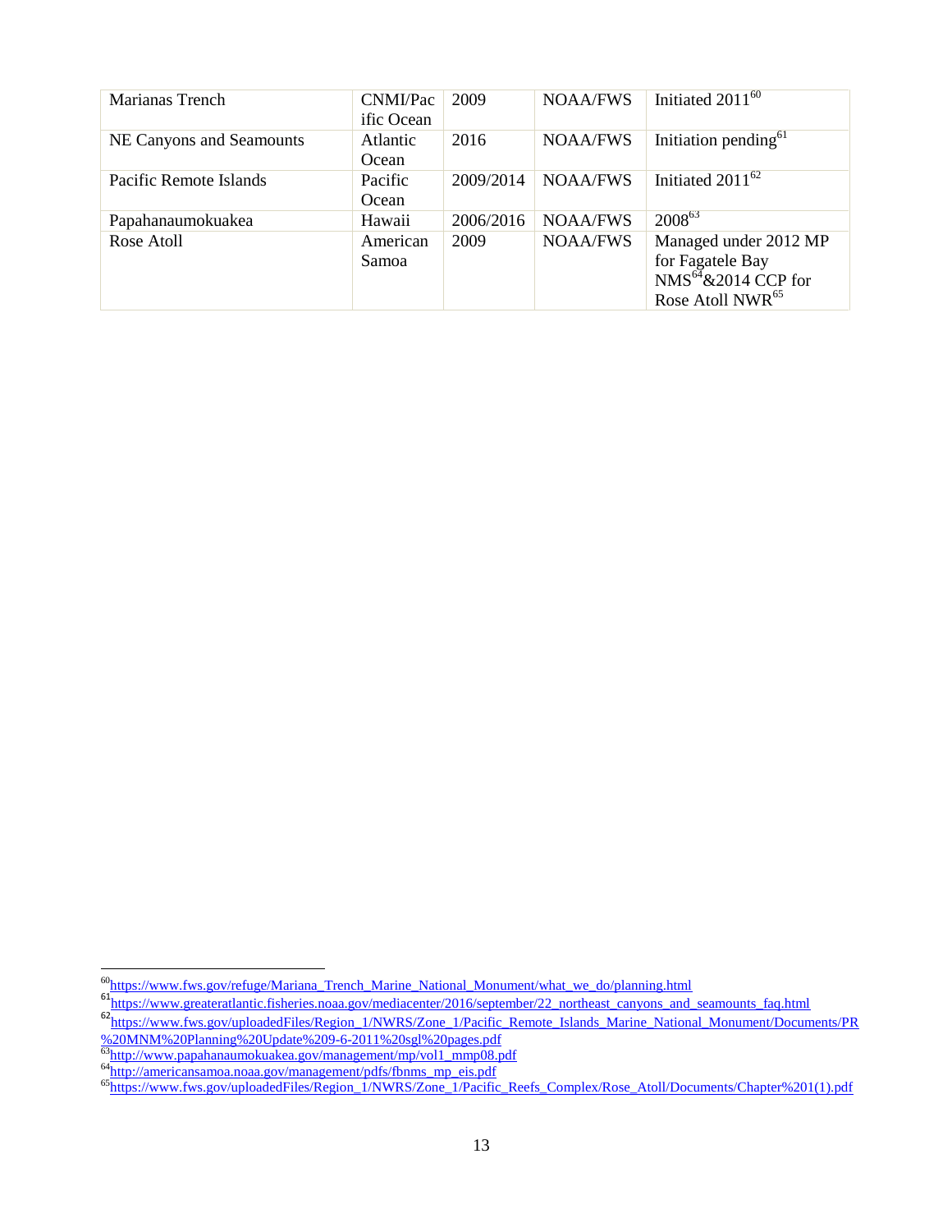| | | | | |
|---|---|---|---|---|
| Marianas Trench | CNMI/Pacific Ocean | 2009 | NOAA/FWS | Initiated 2011[60] |
| NE Canyons and Seamounts | Atlantic Ocean | 2016 | NOAA/FWS | Initiation pending[61] |
| Pacific Remote Islands | Pacific Ocean | 2009/2014 | NOAA/FWS | Initiated 2011[62] |
| Papahanaumokuakea | Hawaii | 2006/2016 | NOAA/FWS | 2008[63] |
| Rose Atoll | American Samoa | 2009 | NOAA/FWS | Managed under 2012 MP for Fagatele Bay NMS[64]&2014 CCP for Rose Atoll NWR[65] |

[60] https://www.fws.gov/refuge/Mariana_Trench_Marine_National_Monument/what_we_do/planning.html

[61] https://www.greateratlantic.fisheries.noaa.gov/mediacenter/2016/september/22_northeast_canyons_and_seamounts_faq.html

[62] https://www.fws.gov/uploadedFiles/Region_1/NWRS/Zone_1/Pacific_Remote_Islands_Marine_National_Monument/Documents/PR%20MNM%20Planning%20Update%209-6-2011%20sgl%20pages.pdf

[63] http://www.papahanaumokuakea.gov/management/mp/vol1_mmp08.pdf

[64] http://americansamoa.noaa.gov/management/pdfs/fbnms_mp_eis.pdf

[65] https://www.fws.gov/uploadedFiles/Region_1/NWRS/Zone_1/Pacific_Reefs_Complex/Rose_Atoll/Documents/Chapter%201(1).pdf